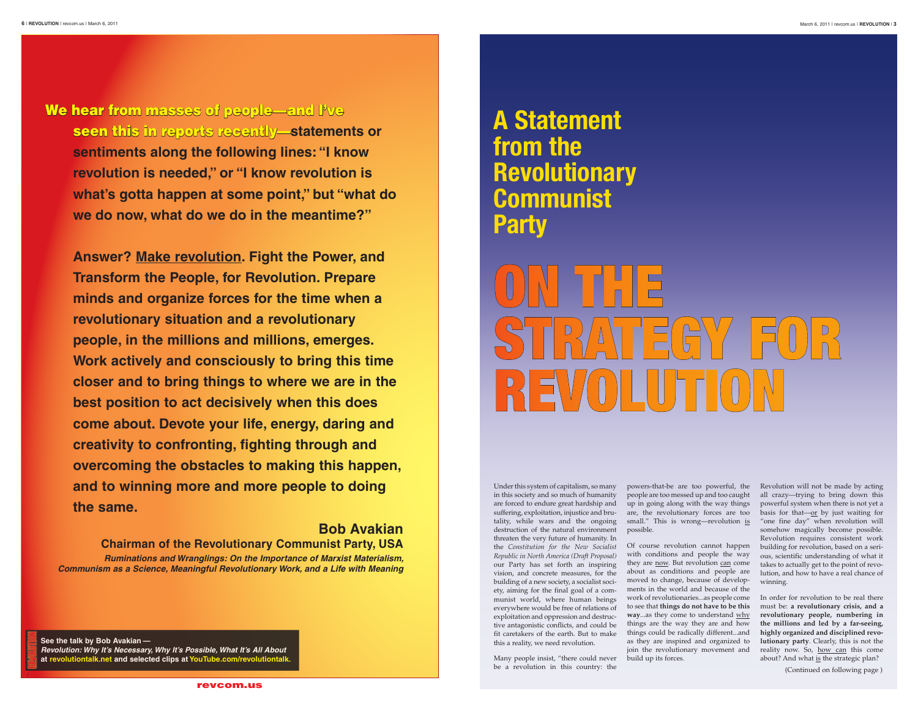**We hear from masses of people—and I've seen this in reports recently—statements or sentiments along the following lines: "I know revolution is needed," or "I know revolution is what's gotta happen at some point," but "what do we do now, what do we do in the meantime?"**

**Answer? Make revolution. Fight the Power, and Transform the People, for Revolution. Prepare minds and organize forces for the time when a revolutionary situation and a revolutionary people, in the millions and millions, emerges. Work actively and consciously to bring this time closer and to bring things to where we are in the best position to act decisively when this does come about. Devote your life, energy, daring and creativity to confronting, fighting through and overcoming the obstacles to making this happen, and to winning more and more people to doing the same.**

**Bob Avakian**
**Chairman of the Revolutionary Communist Party, USA**
***Ruminations and Wranglings: On the Importance of Marxist Materialism, Communism as a Science, Meaningful Revolutionary Work, and a Life with Meaning***

**See the talk by Bob Avakian —**
***Revolution: Why It's Necessary, Why It's Possible, What It's All About***
**at revolutiontalk.net and selected clips at YouTube.com/revolutiontalk.**

revcom.us

## A Statement from the Revolutionary Communist Party

# ON THE STRATEGY FOR REVOLUTION

Under this system of capitalism, so many in this society and so much of humanity are forced to endure great hardship and suffering, exploitation, injustice and brutality, while wars and the ongoing destruction of the natural environment threaten the very future of humanity. In the *Constitution for the New Socialist Republic in North America (Draft Proposal)* our Party has set forth an inspiring vision, and concrete measures, for the building of a new society, a socialist society, aiming for the final goal of a communist world, where human beings everywhere would be free of relations of exploitation and oppression and destructive antagonistic conflicts, and could be fit caretakers of the earth. But to make this a reality, we need revolution.

Many people insist, "there could never be a revolution in this country: the powers-that-be are too powerful, the people are too messed up and too caught up in going along with the way things are, the revolutionary forces are too small." This is wrong—revolution is possible.

Of course revolution cannot happen with conditions and people the way they are now. But revolution can come about as conditions and people are moved to change, because of developments in the world and because of the work of revolutionaries...as people come to see that **things do not have to be this way**...as they come to understand why things are the way they are and how things could be radically different...and as they are inspired and organized to join the revolutionary movement and build up its forces.

Revolution will not be made by acting all crazy—trying to bring down this powerful system when there is not yet a basis for that—or by just waiting for "one fine day" when revolution will somehow magically become possible. Revolution requires consistent work building for revolution, based on a serious, scientific understanding of what it takes to actually get to the point of revolution, and how to have a real chance of winning.

In order for revolution to be real there must be: **a revolutionary crisis, and a revolutionary people, numbering in the millions and led by a far-seeing, highly organized and disciplined revolutionary party**. Clearly, this is not the reality now. So, how can this come about? And what is the strategic plan?

(Continued on following page )